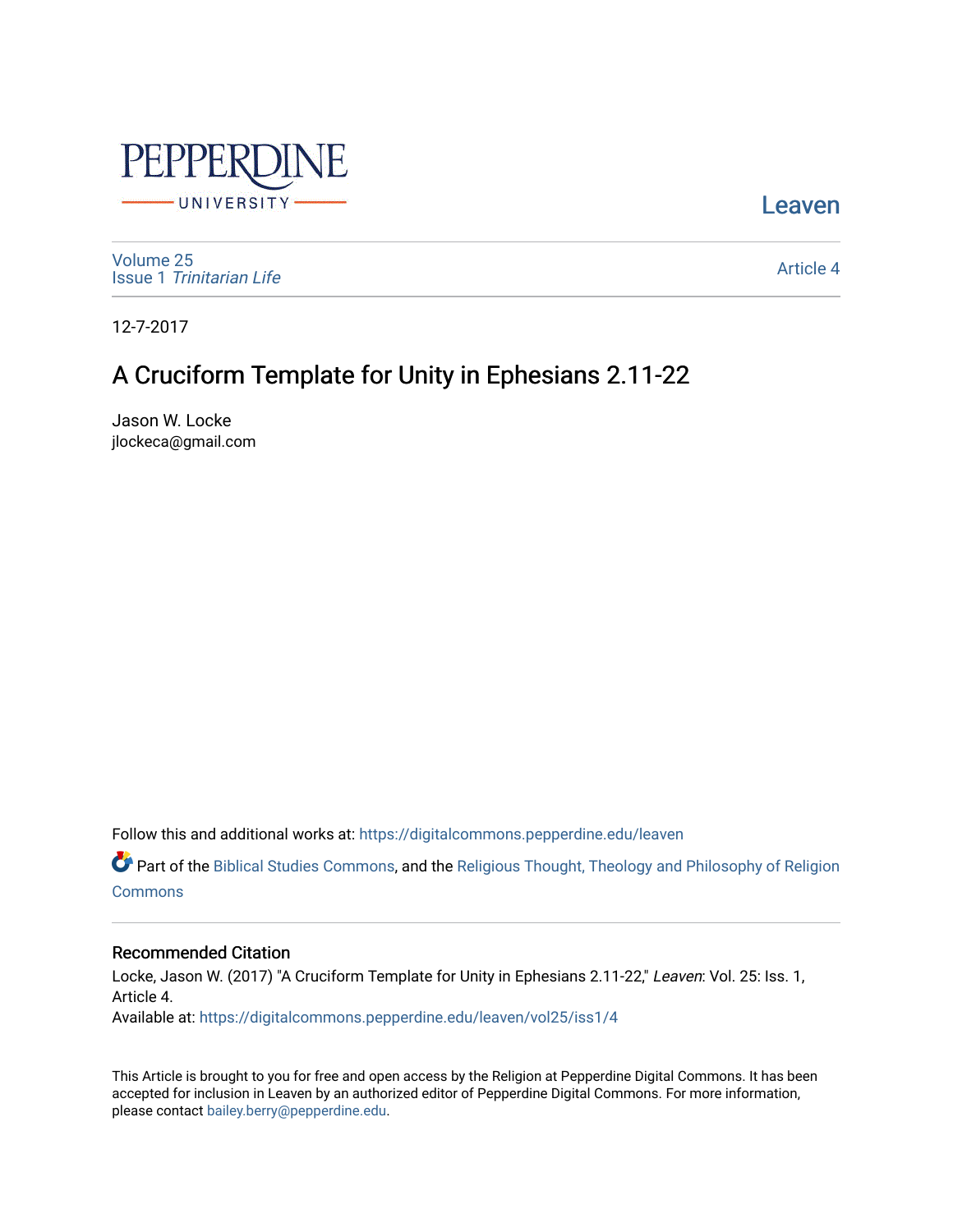PEPPERDINE UNIVERSITY

Leaven

Volume 25
Issue 1 *Trinitarian Life*

Article 4

12-7-2017

# A Cruciform Template for Unity in Ephesians 2.11-22

Jason W. Locke
jlockeca@gmail.com

Follow this and additional works at: https://digitalcommons.pepperdine.edu/leaven

Part of the Biblical Studies Commons, and the Religious Thought, Theology and Philosophy of Religion Commons

## Recommended Citation

Locke, Jason W. (2017) "A Cruciform Template for Unity in Ephesians 2.11-22," *Leaven*: Vol. 25: Iss. 1, Article 4.
Available at: https://digitalcommons.pepperdine.edu/leaven/vol25/iss1/4

This Article is brought to you for free and open access by the Religion at Pepperdine Digital Commons. It has been accepted for inclusion in Leaven by an authorized editor of Pepperdine Digital Commons. For more information, please contact bailey.berry@pepperdine.edu.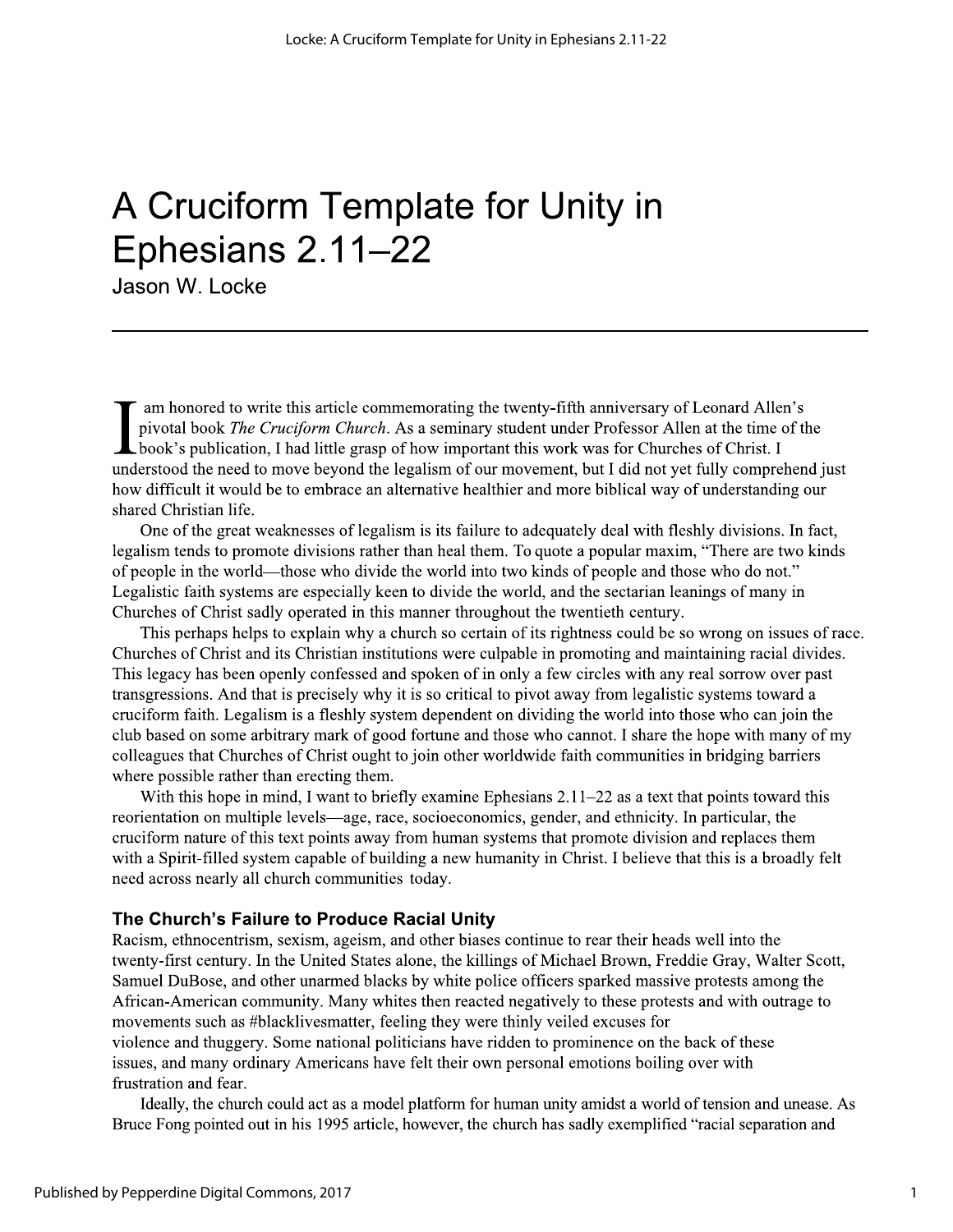# A Cruciform Template for Unity in Ephesians 2.11–22

Jason W. Locke

I am honored to write this article commemorating the twenty-fifth anniversary of Leonard Allen's pivotal book *The Cruciform Church*. As a seminary student under Professor Allen at the time of the book's publication, I had little grasp of how important this work was for Churches of Christ. I understood the need to move beyond the legalism of our movement, but I did not yet fully comprehend just how difficult it would be to embrace an alternative healthier and more biblical way of understanding our shared Christian life.

One of the great weaknesses of legalism is its failure to adequately deal with fleshly divisions. In fact, legalism tends to promote divisions rather than heal them. To quote a popular maxim, "There are two kinds of people in the world—those who divide the world into two kinds of people and those who do not." Legalistic faith systems are especially keen to divide the world, and the sectarian leanings of many in Churches of Christ sadly operated in this manner throughout the twentieth century.

This perhaps helps to explain why a church so certain of its rightness could be so wrong on issues of race. Churches of Christ and its Christian institutions were culpable in promoting and maintaining racial divides. This legacy has been openly confessed and spoken of in only a few circles with any real sorrow over past transgressions. And that is precisely why it is so critical to pivot away from legalistic systems toward a cruciform faith. Legalism is a fleshly system dependent on dividing the world into those who can join the club based on some arbitrary mark of good fortune and those who cannot. I share the hope with many of my colleagues that Churches of Christ ought to join other worldwide faith communities in bridging barriers where possible rather than erecting them.

With this hope in mind, I want to briefly examine Ephesians 2.11–22 as a text that points toward this reorientation on multiple levels—age, race, socioeconomics, gender, and ethnicity. In particular, the cruciform nature of this text points away from human systems that promote division and replaces them with a Spirit-filled system capable of building a new humanity in Christ. I believe that this is a broadly felt need across nearly all church communities today.

## The Church's Failure to Produce Racial Unity

Racism, ethnocentrism, sexism, ageism, and other biases continue to rear their heads well into the twenty-first century. In the United States alone, the killings of Michael Brown, Freddie Gray, Walter Scott, Samuel DuBose, and other unarmed blacks by white police officers sparked massive protests among the African-American community. Many whites then reacted negatively to these protests and with outrage to movements such as #blacklivesmatter, feeling they were thinly veiled excuses for violence and thuggery. Some national politicians have ridden to prominence on the back of these issues, and many ordinary Americans have felt their own personal emotions boiling over with frustration and fear.

Ideally, the church could act as a model platform for human unity amidst a world of tension and unease. As Bruce Fong pointed out in his 1995 article, however, the church has sadly exemplified "racial separation and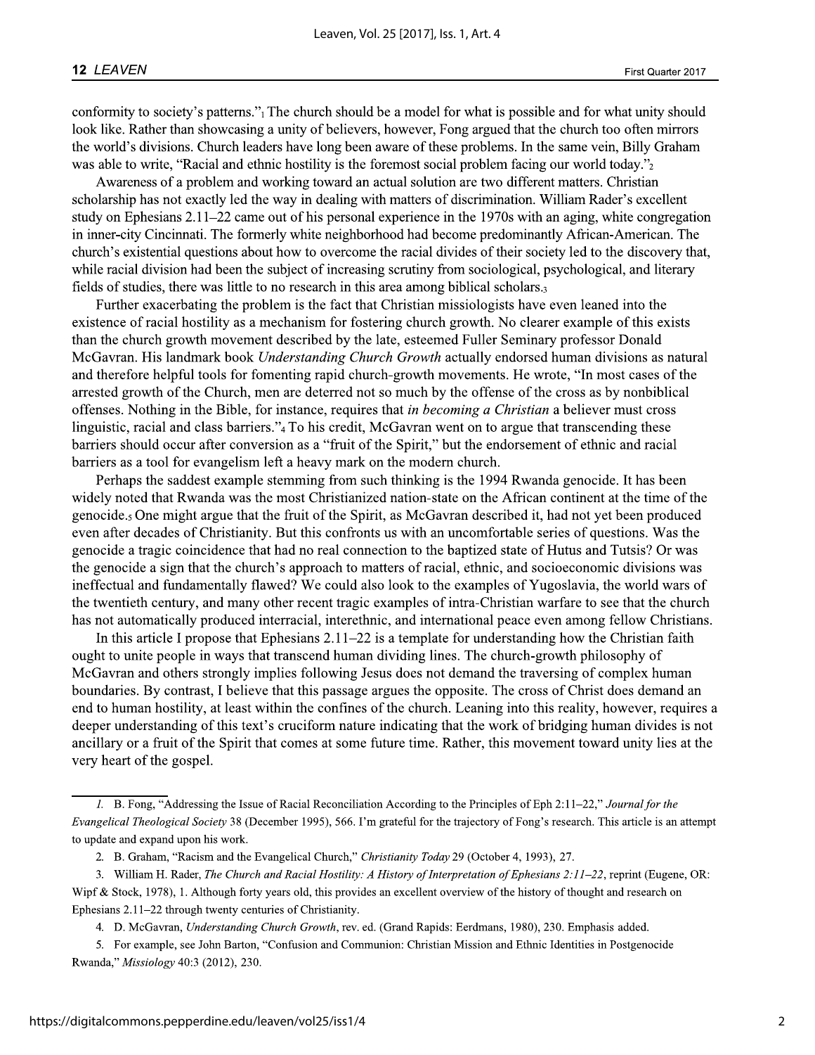conformity to society's patterns."[1] The church should be a model for what is possible and for what unity should look like. Rather than showcasing a unity of believers, however, Fong argued that the church too often mirrors the world's divisions. Church leaders have long been aware of these problems. In the same vein, Billy Graham was able to write, "Racial and ethnic hostility is the foremost social problem facing our world today."[2]

Awareness of a problem and working toward an actual solution are two different matters. Christian scholarship has not exactly led the way in dealing with matters of discrimination. William Rader's excellent study on Ephesians 2.11–22 came out of his personal experience in the 1970s with an aging, white congregation in inner-city Cincinnati. The formerly white neighborhood had become predominantly African-American. The church's existential questions about how to overcome the racial divides of their society led to the discovery that, while racial division had been the subject of increasing scrutiny from sociological, psychological, and literary fields of studies, there was little to no research in this area among biblical scholars.[3]

Further exacerbating the problem is the fact that Christian missiologists have even leaned into the existence of racial hostility as a mechanism for fostering church growth. No clearer example of this exists than the church growth movement described by the late, esteemed Fuller Seminary professor Donald McGavran. His landmark book *Understanding Church Growth* actually endorsed human divisions as natural and therefore helpful tools for fomenting rapid church-growth movements. He wrote, "In most cases of the arrested growth of the Church, men are deterred not so much by the offense of the cross as by nonbiblical offenses. Nothing in the Bible, for instance, requires that *in becoming a Christian* a believer must cross linguistic, racial and class barriers."[4] To his credit, McGavran went on to argue that transcending these barriers should occur after conversion as a "fruit of the Spirit," but the endorsement of ethnic and racial barriers as a tool for evangelism left a heavy mark on the modern church.

Perhaps the saddest example stemming from such thinking is the 1994 Rwanda genocide. It has been widely noted that Rwanda was the most Christianized nation-state on the African continent at the time of the genocide.[5] One might argue that the fruit of the Spirit, as McGavran described it, had not yet been produced even after decades of Christianity. But this confronts us with an uncomfortable series of questions. Was the genocide a tragic coincidence that had no real connection to the baptized state of Hutus and Tutsis? Or was the genocide a sign that the church's approach to matters of racial, ethnic, and socioeconomic divisions was ineffectual and fundamentally flawed? We could also look to the examples of Yugoslavia, the world wars of the twentieth century, and many other recent tragic examples of intra-Christian warfare to see that the church has not automatically produced interracial, interethnic, and international peace even among fellow Christians.

In this article I propose that Ephesians 2.11–22 is a template for understanding how the Christian faith ought to unite people in ways that transcend human dividing lines. The church-growth philosophy of McGavran and others strongly implies following Jesus does not demand the traversing of complex human boundaries. By contrast, I believe that this passage argues the opposite. The cross of Christ does demand an end to human hostility, at least within the confines of the church. Leaning into this reality, however, requires a deeper understanding of this text's cruciform nature indicating that the work of bridging human divides is not ancillary or a fruit of the Spirit that comes at some future time. Rather, this movement toward unity lies at the very heart of the gospel.

---

1. B. Fong, "Addressing the Issue of Racial Reconciliation According to the Principles of Eph 2:11–22," *Journal for the Evangelical Theological Society* 38 (December 1995), 566. I'm grateful for the trajectory of Fong's research. This article is an attempt to update and expand upon his work.

2. B. Graham, "Racism and the Evangelical Church," *Christianity Today* 29 (October 4, 1993), 27.

3. William H. Rader, *The Church and Racial Hostility: A History of Interpretation of Ephesians 2:11–22*, reprint (Eugene, OR: Wipf & Stock, 1978), 1. Although forty years old, this provides an excellent overview of the history of thought and research on Ephesians 2.11–22 through twenty centuries of Christianity.

4. D. McGavran, *Understanding Church Growth*, rev. ed. (Grand Rapids: Eerdmans, 1980), 230. Emphasis added.

5. For example, see John Barton, "Confusion and Communion: Christian Mission and Ethnic Identities in Postgenocide Rwanda," *Missiology* 40:3 (2012), 230.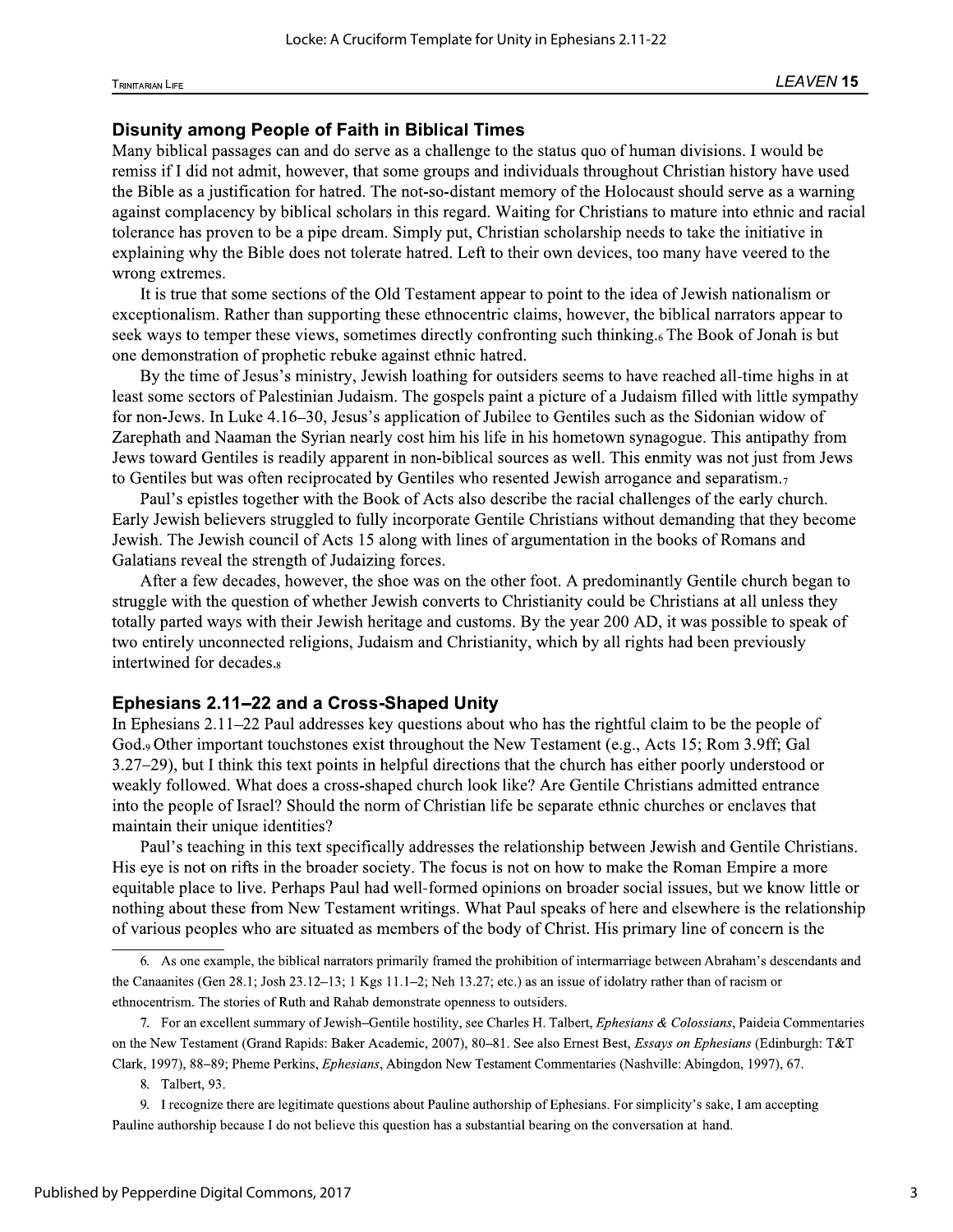## Disunity among People of Faith in Biblical Times

Many biblical passages can and do serve as a challenge to the status quo of human divisions. I would be remiss if I did not admit, however, that some groups and individuals throughout Christian history have used the Bible as a justification for hatred. The not-so-distant memory of the Holocaust should serve as a warning against complacency by biblical scholars in this regard. Waiting for Christians to mature into ethnic and racial tolerance has proven to be a pipe dream. Simply put, Christian scholarship needs to take the initiative in explaining why the Bible does not tolerate hatred. Left to their own devices, too many have veered to the wrong extremes.

It is true that some sections of the Old Testament appear to point to the idea of Jewish nationalism or exceptionalism. Rather than supporting these ethnocentric claims, however, the biblical narrators appear to seek ways to temper these views, sometimes directly confronting such thinking.[6] The Book of Jonah is but one demonstration of prophetic rebuke against ethnic hatred.

By the time of Jesus's ministry, Jewish loathing for outsiders seems to have reached all-time highs in at least some sectors of Palestinian Judaism. The gospels paint a picture of a Judaism filled with little sympathy for non-Jews. In Luke 4.16–30, Jesus's application of Jubilee to Gentiles such as the Sidonian widow of Zarephath and Naaman the Syrian nearly cost him his life in his hometown synagogue. This antipathy from Jews toward Gentiles is readily apparent in non-biblical sources as well. This enmity was not just from Jews to Gentiles but was often reciprocated by Gentiles who resented Jewish arrogance and separatism.[7]

Paul's epistles together with the Book of Acts also describe the racial challenges of the early church. Early Jewish believers struggled to fully incorporate Gentile Christians without demanding that they become Jewish. The Jewish council of Acts 15 along with lines of argumentation in the books of Romans and Galatians reveal the strength of Judaizing forces.

After a few decades, however, the shoe was on the other foot. A predominantly Gentile church began to struggle with the question of whether Jewish converts to Christianity could be Christians at all unless they totally parted ways with their Jewish heritage and customs. By the year 200 AD, it was possible to speak of two entirely unconnected religions, Judaism and Christianity, which by all rights had been previously intertwined for decades.[8]

## Ephesians 2.11–22 and a Cross-Shaped Unity

In Ephesians 2.11–22 Paul addresses key questions about who has the rightful claim to be the people of God.[9] Other important touchstones exist throughout the New Testament (e.g., Acts 15; Rom 3.9ff; Gal 3.27–29), but I think this text points in helpful directions that the church has either poorly understood or weakly followed. What does a cross-shaped church look like? Are Gentile Christians admitted entrance into the people of Israel? Should the norm of Christian life be separate ethnic churches or enclaves that maintain their unique identities?

Paul's teaching in this text specifically addresses the relationship between Jewish and Gentile Christians. His eye is not on rifts in the broader society. The focus is not on how to make the Roman Empire a more equitable place to live. Perhaps Paul had well-formed opinions on broader social issues, but we know little or nothing about these from New Testament writings. What Paul speaks of here and elsewhere is the relationship of various peoples who are situated as members of the body of Christ. His primary line of concern is the

---

6. As one example, the biblical narrators primarily framed the prohibition of intermarriage between Abraham's descendants and the Canaanites (Gen 28.1; Josh 23.12–13; 1 Kgs 11.1–2; Neh 13.27; etc.) as an issue of idolatry rather than of racism or ethnocentrism. The stories of Ruth and Rahab demonstrate openness to outsiders.

7. For an excellent summary of Jewish–Gentile hostility, see Charles H. Talbert, *Ephesians & Colossians*, Paideia Commentaries on the New Testament (Grand Rapids: Baker Academic, 2007), 80–81. See also Ernest Best, *Essays on Ephesians* (Edinburgh: T&T Clark, 1997), 88–89; Pheme Perkins, *Ephesians*, Abingdon New Testament Commentaries (Nashville: Abingdon, 1997), 67.

8. Talbert, 93.

9. I recognize there are legitimate questions about Pauline authorship of Ephesians. For simplicity's sake, I am accepting Pauline authorship because I do not believe this question has a substantial bearing on the conversation at hand.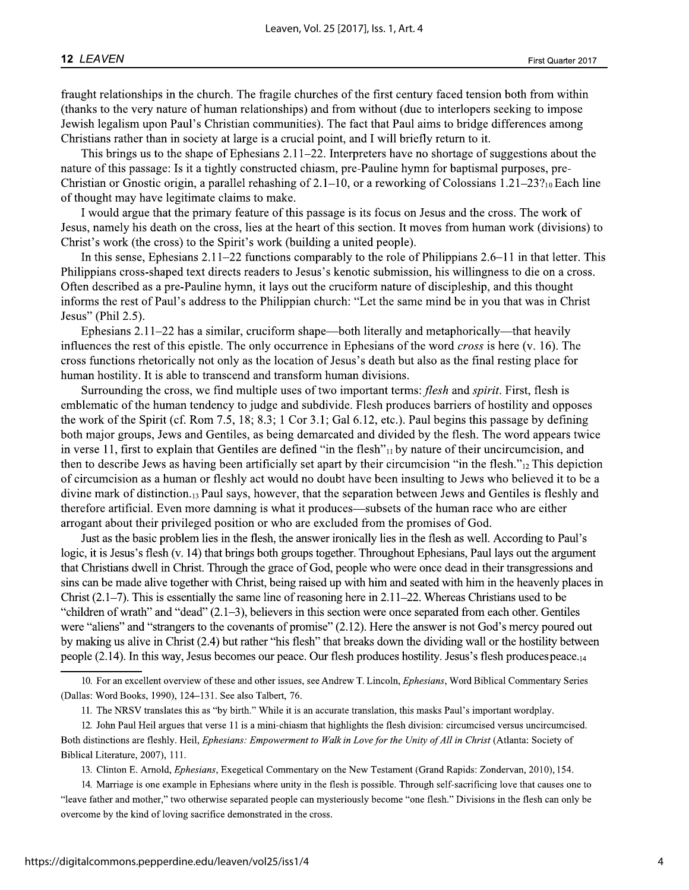fraught relationships in the church. The fragile churches of the first century faced tension both from within (thanks to the very nature of human relationships) and from without (due to interlopers seeking to impose Jewish legalism upon Paul's Christian communities). The fact that Paul aims to bridge differences among Christians rather than in society at large is a crucial point, and I will briefly return to it.

This brings us to the shape of Ephesians 2.11–22. Interpreters have no shortage of suggestions about the nature of this passage: Is it a tightly constructed chiasm, pre-Pauline hymn for baptismal purposes, pre-Christian or Gnostic origin, a parallel rehashing of 2.1–10, or a reworking of Colossians 1.21–23?[10] Each line of thought may have legitimate claims to make.

I would argue that the primary feature of this passage is its focus on Jesus and the cross. The work of Jesus, namely his death on the cross, lies at the heart of this section. It moves from human work (divisions) to Christ's work (the cross) to the Spirit's work (building a united people).

In this sense, Ephesians 2.11–22 functions comparably to the role of Philippians 2.6–11 in that letter. This Philippians cross-shaped text directs readers to Jesus's kenotic submission, his willingness to die on a cross. Often described as a pre-Pauline hymn, it lays out the cruciform nature of discipleship, and this thought informs the rest of Paul's address to the Philippian church: "Let the same mind be in you that was in Christ Jesus" (Phil 2.5).

Ephesians 2.11–22 has a similar, cruciform shape—both literally and metaphorically—that heavily influences the rest of this epistle. The only occurrence in Ephesians of the word *cross* is here (v. 16). The cross functions rhetorically not only as the location of Jesus's death but also as the final resting place for human hostility. It is able to transcend and transform human divisions.

Surrounding the cross, we find multiple uses of two important terms: *flesh* and *spirit*. First, flesh is emblematic of the human tendency to judge and subdivide. Flesh produces barriers of hostility and opposes the work of the Spirit (cf. Rom 7.5, 18; 8.3; 1 Cor 3.1; Gal 6.12, etc.). Paul begins this passage by defining both major groups, Jews and Gentiles, as being demarcated and divided by the flesh. The word appears twice in verse 11, first to explain that Gentiles are defined "in the flesh"[11] by nature of their uncircumcision, and then to describe Jews as having been artificially set apart by their circumcision "in the flesh."[12] This depiction of circumcision as a human or fleshly act would no doubt have been insulting to Jews who believed it to be a divine mark of distinction.[13] Paul says, however, that the separation between Jews and Gentiles is fleshly and therefore artificial. Even more damning is what it produces—subsets of the human race who are either arrogant about their privileged position or who are excluded from the promises of God.

Just as the basic problem lies in the flesh, the answer ironically lies in the flesh as well. According to Paul's logic, it is Jesus's flesh (v. 14) that brings both groups together. Throughout Ephesians, Paul lays out the argument that Christians dwell in Christ. Through the grace of God, people who were once dead in their transgressions and sins can be made alive together with Christ, being raised up with him and seated with him in the heavenly places in Christ (2.1–7). This is essentially the same line of reasoning here in 2.11–22. Whereas Christians used to be "children of wrath" and "dead" (2.1–3), believers in this section were once separated from each other. Gentiles were "aliens" and "strangers to the covenants of promise" (2.12). Here the answer is not God's mercy poured out by making us alive in Christ (2.4) but rather "his flesh" that breaks down the dividing wall or the hostility between people (2.14). In this way, Jesus becomes our peace. Our flesh produces hostility. Jesus's flesh produces peace.[14]

---

10. For an excellent overview of these and other issues, see Andrew T. Lincoln, *Ephesians*, Word Biblical Commentary Series (Dallas: Word Books, 1990), 124–131. See also Talbert, 76.

11. The NRSV translates this as "by birth." While it is an accurate translation, this masks Paul's important wordplay.

12. John Paul Heil argues that verse 11 is a mini-chiasm that highlights the flesh division: circumcised versus uncircumcised. Both distinctions are fleshly. Heil, *Ephesians: Empowerment to Walk in Love for the Unity of All in Christ* (Atlanta: Society of Biblical Literature, 2007), 111.

13. Clinton E. Arnold, *Ephesians*, Exegetical Commentary on the New Testament (Grand Rapids: Zondervan, 2010), 154.

14. Marriage is one example in Ephesians where unity in the flesh is possible. Through self-sacrificing love that causes one to "leave father and mother," two otherwise separated people can mysteriously become "one flesh." Divisions in the flesh can only be overcome by the kind of loving sacrifice demonstrated in the cross.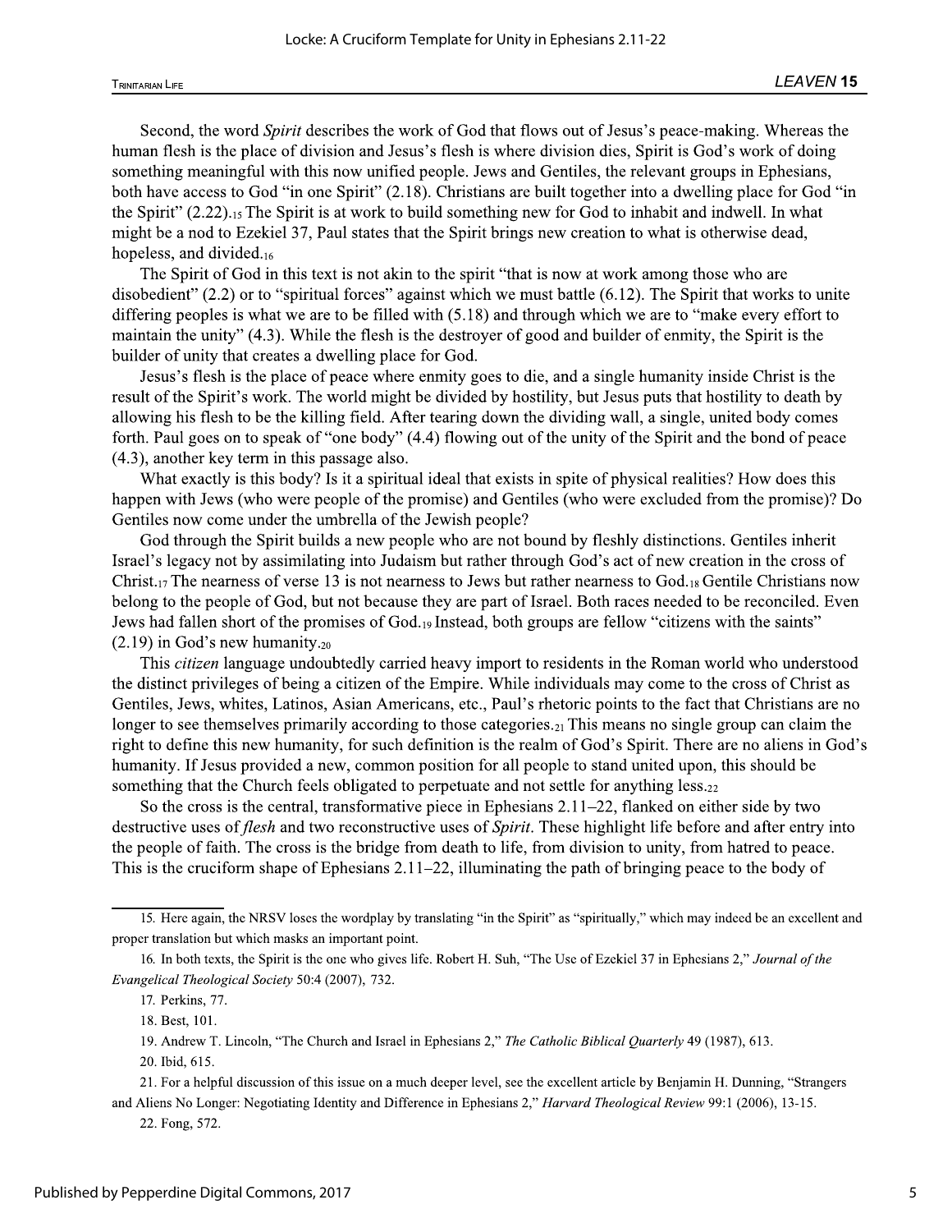Second, the word *Spirit* describes the work of God that flows out of Jesus's peace-making. Whereas the human flesh is the place of division and Jesus's flesh is where division dies, Spirit is God's work of doing something meaningful with this now unified people. Jews and Gentiles, the relevant groups in Ephesians, both have access to God "in one Spirit" (2.18). Christians are built together into a dwelling place for God "in the Spirit" (2.22).[15] The Spirit is at work to build something new for God to inhabit and indwell. In what might be a nod to Ezekiel 37, Paul states that the Spirit brings new creation to what is otherwise dead, hopeless, and divided.[16]

The Spirit of God in this text is not akin to the spirit "that is now at work among those who are disobedient" (2.2) or to "spiritual forces" against which we must battle (6.12). The Spirit that works to unite differing peoples is what we are to be filled with (5.18) and through which we are to "make every effort to maintain the unity" (4.3). While the flesh is the destroyer of good and builder of enmity, the Spirit is the builder of unity that creates a dwelling place for God.

Jesus's flesh is the place of peace where enmity goes to die, and a single humanity inside Christ is the result of the Spirit's work. The world might be divided by hostility, but Jesus puts that hostility to death by allowing his flesh to be the killing field. After tearing down the dividing wall, a single, united body comes forth. Paul goes on to speak of "one body" (4.4) flowing out of the unity of the Spirit and the bond of peace (4.3), another key term in this passage also.

What exactly is this body? Is it a spiritual ideal that exists in spite of physical realities? How does this happen with Jews (who were people of the promise) and Gentiles (who were excluded from the promise)? Do Gentiles now come under the umbrella of the Jewish people?

God through the Spirit builds a new people who are not bound by fleshly distinctions. Gentiles inherit Israel's legacy not by assimilating into Judaism but rather through God's act of new creation in the cross of Christ.[17] The nearness of verse 13 is not nearness to Jews but rather nearness to God.[18] Gentile Christians now belong to the people of God, but not because they are part of Israel. Both races needed to be reconciled. Even Jews had fallen short of the promises of God.[19] Instead, both groups are fellow "citizens with the saints" (2.19) in God's new humanity.[20]

This *citizen* language undoubtedly carried heavy import to residents in the Roman world who understood the distinct privileges of being a citizen of the Empire. While individuals may come to the cross of Christ as Gentiles, Jews, whites, Latinos, Asian Americans, etc., Paul's rhetoric points to the fact that Christians are no longer to see themselves primarily according to those categories.[21] This means no single group can claim the right to define this new humanity, for such definition is the realm of God's Spirit. There are no aliens in God's humanity. If Jesus provided a new, common position for all people to stand united upon, this should be something that the Church feels obligated to perpetuate and not settle for anything less.[22]

So the cross is the central, transformative piece in Ephesians 2.11–22, flanked on either side by two destructive uses of *flesh* and two reconstructive uses of *Spirit*. These highlight life before and after entry into the people of faith. The cross is the bridge from death to life, from division to unity, from hatred to peace. This is the cruciform shape of Ephesians 2.11–22, illuminating the path of bringing peace to the body of

---

15. Here again, the NRSV loses the wordplay by translating "in the Spirit" as "spiritually," which may indeed be an excellent and proper translation but which masks an important point.

16. In both texts, the Spirit is the one who gives life. Robert H. Suh, "The Use of Ezekiel 37 in Ephesians 2," *Journal of the Evangelical Theological Society* 50:4 (2007), 732.

17. Perkins, 77.

18. Best, 101.

19. Andrew T. Lincoln, "The Church and Israel in Ephesians 2," *The Catholic Biblical Quarterly* 49 (1987), 613.

20. Ibid, 615.

21. For a helpful discussion of this issue on a much deeper level, see the excellent article by Benjamin H. Dunning, "Strangers and Aliens No Longer: Negotiating Identity and Difference in Ephesians 2," *Harvard Theological Review* 99:1 (2006), 13-15.

22. Fong, 572.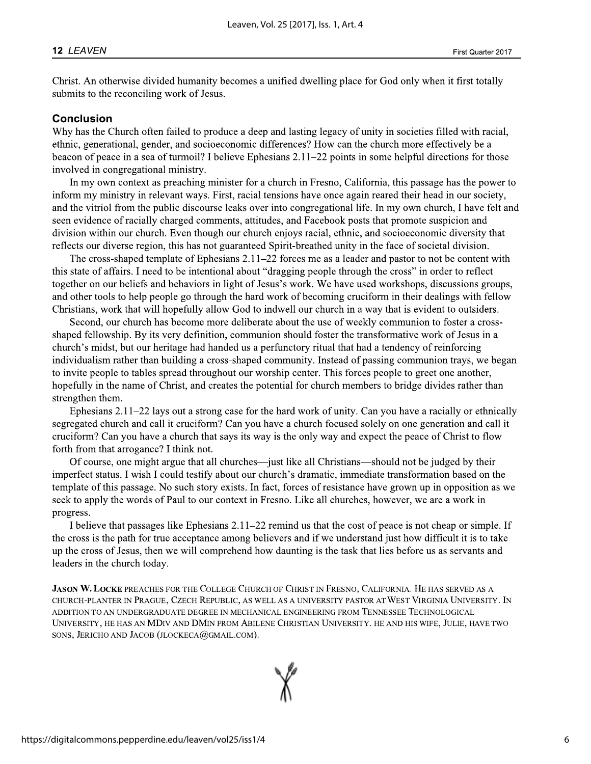Christ. An otherwise divided humanity becomes a unified dwelling place for God only when it first totally submits to the reconciling work of Jesus.

## Conclusion

Why has the Church often failed to produce a deep and lasting legacy of unity in societies filled with racial, ethnic, generational, gender, and socioeconomic differences? How can the church more effectively be a beacon of peace in a sea of turmoil? I believe Ephesians 2.11–22 points in some helpful directions for those involved in congregational ministry.

In my own context as preaching minister for a church in Fresno, California, this passage has the power to inform my ministry in relevant ways. First, racial tensions have once again reared their head in our society, and the vitriol from the public discourse leaks over into congregational life. In my own church, I have felt and seen evidence of racially charged comments, attitudes, and Facebook posts that promote suspicion and division within our church. Even though our church enjoys racial, ethnic, and socioeconomic diversity that reflects our diverse region, this has not guaranteed Spirit-breathed unity in the face of societal division.

The cross-shaped template of Ephesians 2.11–22 forces me as a leader and pastor to not be content with this state of affairs. I need to be intentional about "dragging people through the cross" in order to reflect together on our beliefs and behaviors in light of Jesus's work. We have used workshops, discussions groups, and other tools to help people go through the hard work of becoming cruciform in their dealings with fellow Christians, work that will hopefully allow God to indwell our church in a way that is evident to outsiders.

Second, our church has become more deliberate about the use of weekly communion to foster a cross-shaped fellowship. By its very definition, communion should foster the transformative work of Jesus in a church's midst, but our heritage had handed us a perfunctory ritual that had a tendency of reinforcing individualism rather than building a cross-shaped community. Instead of passing communion trays, we began to invite people to tables spread throughout our worship center. This forces people to greet one another, hopefully in the name of Christ, and creates the potential for church members to bridge divides rather than strengthen them.

Ephesians 2.11–22 lays out a strong case for the hard work of unity. Can you have a racially or ethnically segregated church and call it cruciform? Can you have a church focused solely on one generation and call it cruciform? Can you have a church that says its way is the only way and expect the peace of Christ to flow forth from that arrogance? I think not.

Of course, one might argue that all churches—just like all Christians—should not be judged by their imperfect status. I wish I could testify about our church's dramatic, immediate transformation based on the template of this passage. No such story exists. In fact, forces of resistance have grown up in opposition as we seek to apply the words of Paul to our context in Fresno. Like all churches, however, we are a work in progress.

I believe that passages like Ephesians 2.11–22 remind us that the cost of peace is not cheap or simple. If the cross is the path for true acceptance among believers and if we understand just how difficult it is to take up the cross of Jesus, then we will comprehend how daunting is the task that lies before us as servants and leaders in the church today.

**Jason W. Locke** preaches for the College Church of Christ in Fresno, California. He has served as a church-planter in Prague, Czech Republic, as well as a university pastor at West Virginia University. In addition to an undergraduate degree in mechanical engineering from Tennessee Technological University, he has an MDiv and DMin from Abilene Christian University. He and his wife, Julie, have two sons, Jericho and Jacob (jlockeca@gmail.com).